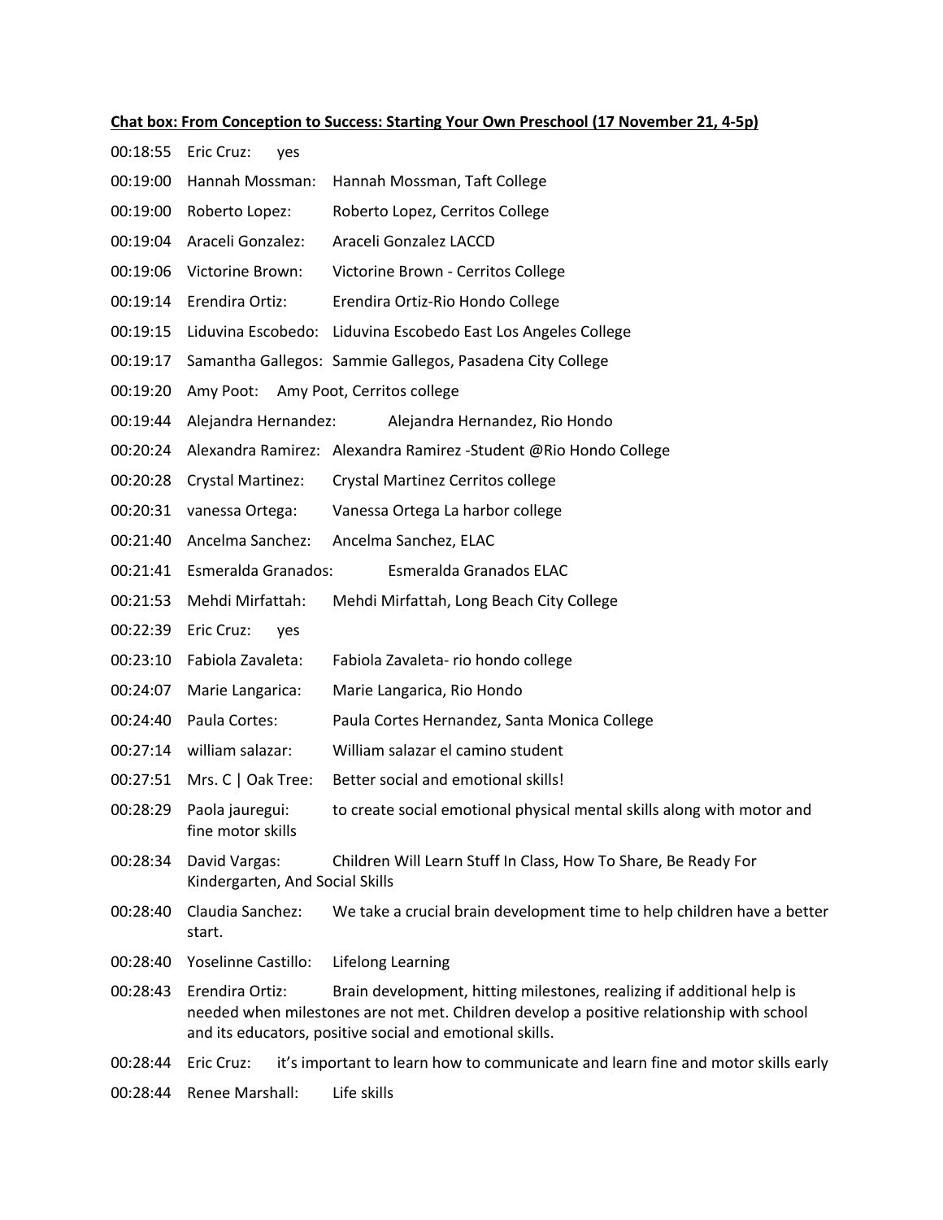**Chat box: From Conception to Success: Starting Your Own Preschool (17 November 21, 4-5p)**

00:18:55 Eric Cruz: yes

00:19:00 Hannah Mossman: Hannah Mossman, Taft College

00:19:00 Roberto Lopez: Roberto Lopez, Cerritos College

00:19:04 Araceli Gonzalez: Araceli Gonzalez LACCD

00:19:06 Victorine Brown: Victorine Brown - Cerritos College

00:19:14 Erendira Ortiz: Erendira Ortiz-Rio Hondo College

00:19:15 Liduvina Escobedo: Liduvina Escobedo East Los Angeles College

00:19:17 Samantha Gallegos: Sammie Gallegos, Pasadena City College

00:19:20 Amy Poot: Amy Poot, Cerritos college

00:19:44 Alejandra Hernandez: Alejandra Hernandez, Rio Hondo

00:20:24 Alexandra Ramirez: Alexandra Ramirez -Student @Rio Hondo College

00:20:28 Crystal Martinez: Crystal Martinez Cerritos college

00:20:31 vanessa Ortega: Vanessa Ortega La harbor college

00:21:40 Ancelma Sanchez: Ancelma Sanchez, ELAC

00:21:41 Esmeralda Granados: Esmeralda Granados ELAC

00:21:53 Mehdi Mirfattah: Mehdi Mirfattah, Long Beach City College

00:22:39 Eric Cruz: yes

00:23:10 Fabiola Zavaleta: Fabiola Zavaleta- rio hondo college

00:24:07 Marie Langarica: Marie Langarica, Rio Hondo

00:24:40 Paula Cortes: Paula Cortes Hernandez, Santa Monica College

00:27:14 william salazar: William salazar el camino student

00:27:51 Mrs. C | Oak Tree: Better social and emotional skills!

00:28:29 Paola jauregui: to create social emotional physical mental skills along with motor and fine motor skills

00:28:34 David Vargas: Children Will Learn Stuff In Class, How To Share, Be Ready For Kindergarten, And Social Skills

00:28:40 Claudia Sanchez: We take a crucial brain development time to help children have a better start.

00:28:40 Yoselinne Castillo: Lifelong Learning

00:28:43 Erendira Ortiz: Brain development, hitting milestones, realizing if additional help is needed when milestones are not met. Children develop a positive relationship with school and its educators, positive social and emotional skills.

00:28:44 Eric Cruz: it's important to learn how to communicate and learn fine and motor skills early

00:28:44 Renee Marshall: Life skills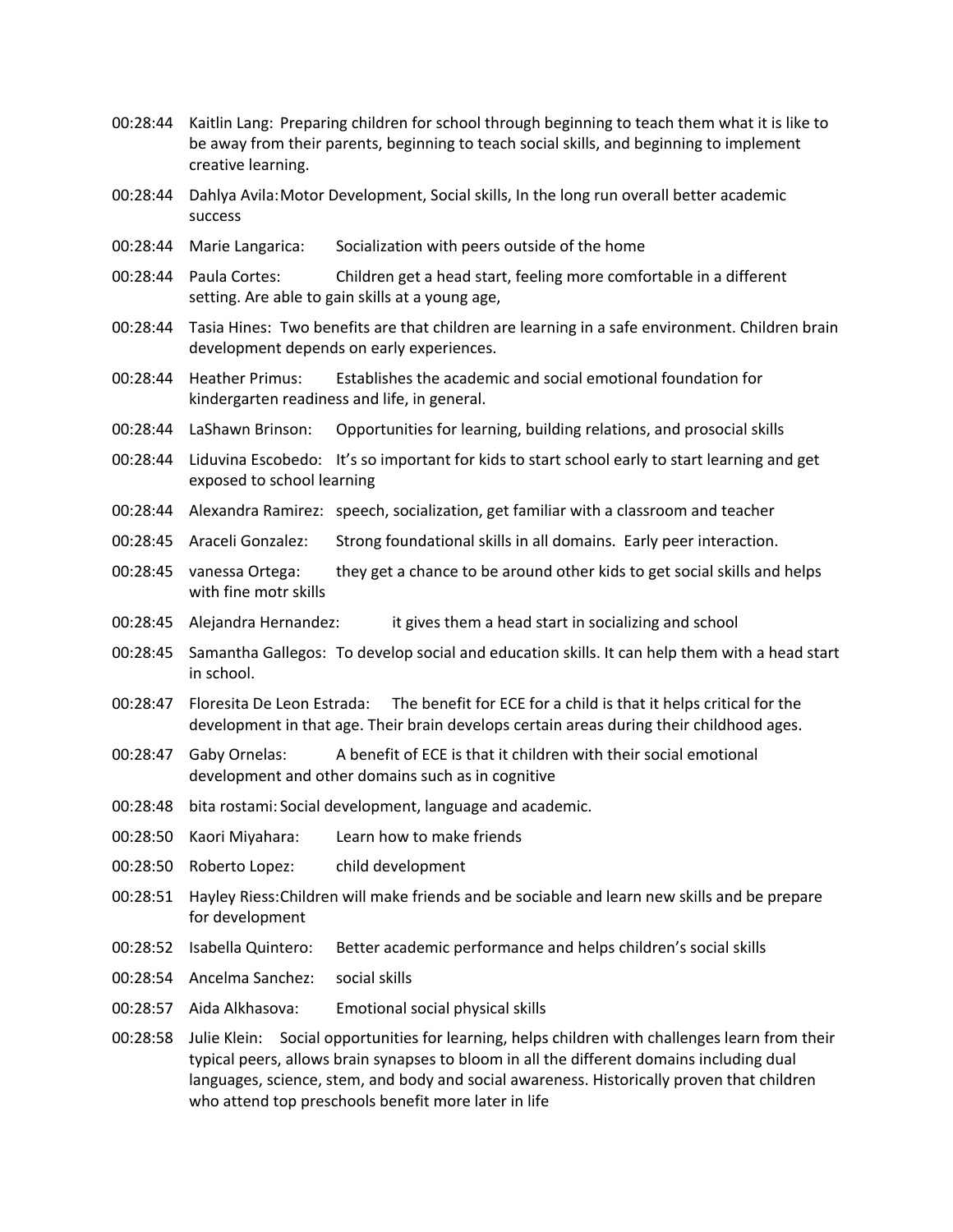00:28:44 Kaitlin Lang: Preparing children for school through beginning to teach them what it is like to be away from their parents, beginning to teach social skills, and beginning to implement creative learning.

00:28:44 Dahlya Avila: Motor Development, Social skills, In the long run overall better academic success

00:28:44 Marie Langarica: Socialization with peers outside of the home

00:28:44 Paula Cortes: Children get a head start, feeling more comfortable in a different setting. Are able to gain skills at a young age,

00:28:44 Tasia Hines: Two benefits are that children are learning in a safe environment. Children brain development depends on early experiences.

00:28:44 Heather Primus: Establishes the academic and social emotional foundation for kindergarten readiness and life, in general.

00:28:44 LaShawn Brinson: Opportunities for learning, building relations, and prosocial skills

00:28:44 Liduvina Escobedo: It's so important for kids to start school early to start learning and get exposed to school learning

00:28:44 Alexandra Ramirez: speech, socialization, get familiar with a classroom and teacher

00:28:45 Araceli Gonzalez: Strong foundational skills in all domains. Early peer interaction.

00:28:45 vanessa Ortega: they get a chance to be around other kids to get social skills and helps with fine motr skills

00:28:45 Alejandra Hernandez: it gives them a head start in socializing and school

00:28:45 Samantha Gallegos: To develop social and education skills. It can help them with a head start in school.

00:28:47 Floresita De Leon Estrada: The benefit for ECE for a child is that it helps critical for the development in that age. Their brain develops certain areas during their childhood ages.

00:28:47 Gaby Ornelas: A benefit of ECE is that it children with their social emotional development and other domains such as in cognitive

00:28:48 bita rostami: Social development, language and academic.

00:28:50 Kaori Miyahara: Learn how to make friends

00:28:50 Roberto Lopez: child development

00:28:51 Hayley Riess: Children will make friends and be sociable and learn new skills and be prepare for development

00:28:52 Isabella Quintero: Better academic performance and helps children's social skills

00:28:54 Ancelma Sanchez: social skills

00:28:57 Aida Alkhasova: Emotional social physical skills

00:28:58 Julie Klein: Social opportunities for learning, helps children with challenges learn from their typical peers, allows brain synapses to bloom in all the different domains including dual languages, science, stem, and body and social awareness. Historically proven that children who attend top preschools benefit more later in life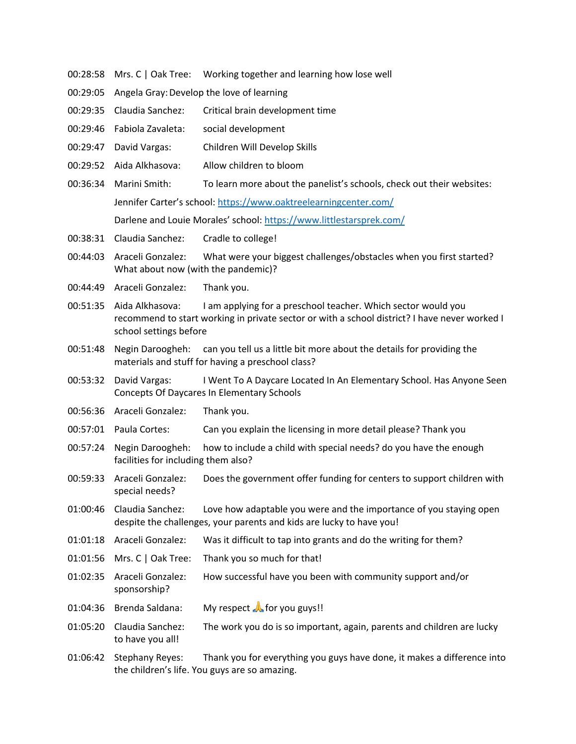00:28:58 Mrs. C | Oak Tree: Working together and learning how lose well

00:29:05 Angela Gray: Develop the love of learning

00:29:35 Claudia Sanchez: Critical brain development time

00:29:46 Fabiola Zavaleta: social development

00:29:47 David Vargas: Children Will Develop Skills

00:29:52 Aida Alkhasova: Allow children to bloom

00:36:34 Marini Smith: To learn more about the panelist's schools, check out their websites:

Jennifer Carter's school: https://www.oaktreelearningcenter.com/

Darlene and Louie Morales' school: https://www.littlestarsprek.com/

00:38:31 Claudia Sanchez: Cradle to college!

00:44:03 Araceli Gonzalez: What were your biggest challenges/obstacles when you first started? What about now (with the pandemic)?

00:44:49 Araceli Gonzalez: Thank you.

00:51:35 Aida Alkhasova: I am applying for a preschool teacher. Which sector would you recommend to start working in private sector or with a school district? I have never worked I school settings before

00:51:48 Negin Daroogheh: can you tell us a little bit more about the details for providing the materials and stuff for having a preschool class?

00:53:32 David Vargas: I Went To A Daycare Located In An Elementary School. Has Anyone Seen Concepts Of Daycares In Elementary Schools

00:56:36 Araceli Gonzalez: Thank you.

00:57:01 Paula Cortes: Can you explain the licensing in more detail please? Thank you

00:57:24 Negin Daroogheh: how to include a child with special needs? do you have the enough facilities for including them also?

00:59:33 Araceli Gonzalez: Does the government offer funding for centers to support children with special needs?

01:00:46 Claudia Sanchez: Love how adaptable you were and the importance of you staying open despite the challenges, your parents and kids are lucky to have you!

01:01:18 Araceli Gonzalez: Was it difficult to tap into grants and do the writing for them?

01:01:56 Mrs. C | Oak Tree: Thank you so much for that!

01:02:35 Araceli Gonzalez: How successful have you been with community support and/or sponsorship?

01:04:36 Brenda Saldana: My respect 🙏 for you guys!!

01:05:20 Claudia Sanchez: The work you do is so important, again, parents and children are lucky to have you all!

01:06:42 Stephany Reyes: Thank you for everything you guys have done, it makes a difference into the children's life. You guys are so amazing.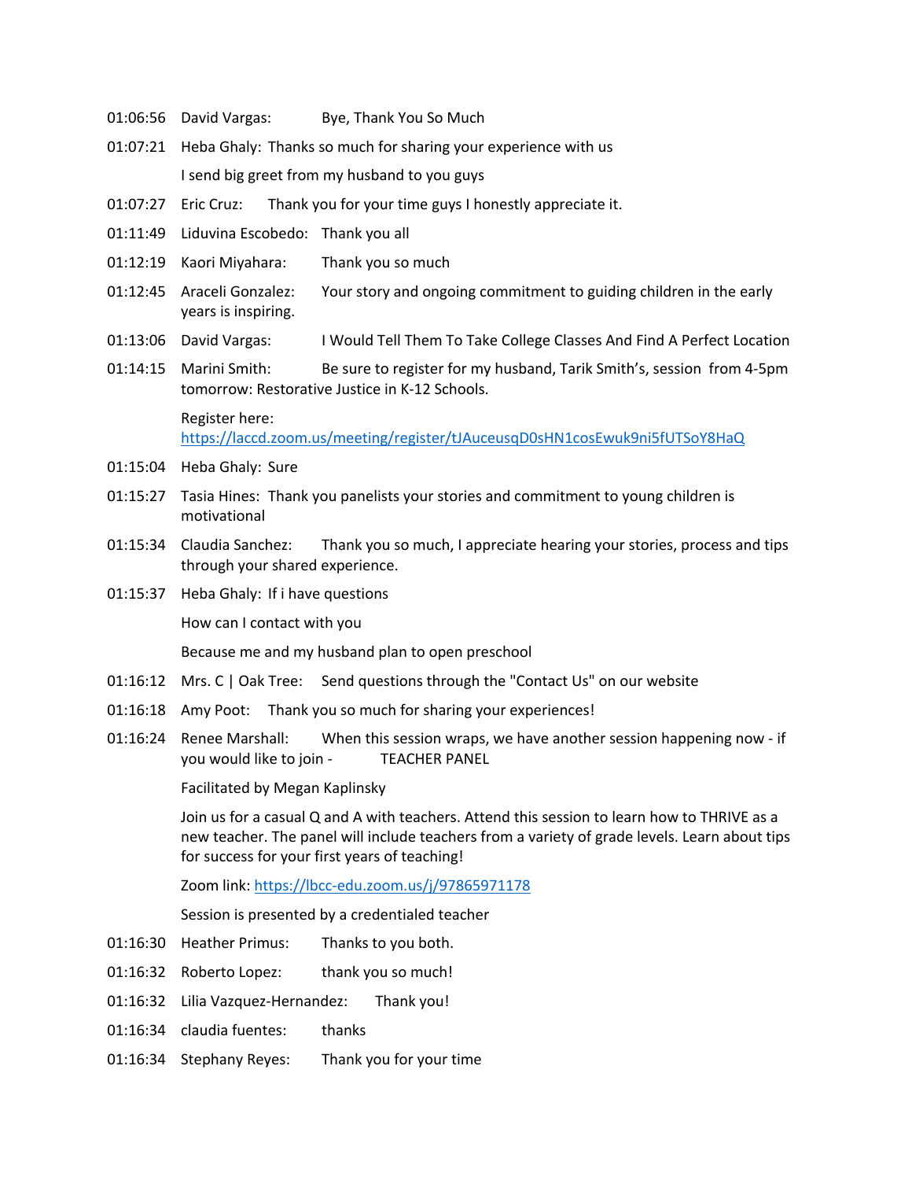01:06:56 David Vargas: Bye, Thank You So Much

01:07:21 Heba Ghaly: Thanks so much for sharing your experience with us

I send big greet from my husband to you guys

01:07:27 Eric Cruz: Thank you for your time guys I honestly appreciate it.

01:11:49 Liduvina Escobedo: Thank you all

01:12:19 Kaori Miyahara: Thank you so much

01:12:45 Araceli Gonzalez: Your story and ongoing commitment to guiding children in the early years is inspiring.

01:13:06 David Vargas: I Would Tell Them To Take College Classes And Find A Perfect Location

01:14:15 Marini Smith: Be sure to register for my husband, Tarik Smith's, session from 4-5pm tomorrow: Restorative Justice in K-12 Schools.

Register here: https://laccd.zoom.us/meeting/register/tJAuceusqD0sHN1cosEwuk9ni5fUTSoY8HaQ

01:15:04 Heba Ghaly: Sure

01:15:27 Tasia Hines: Thank you panelists your stories and commitment to young children is motivational

01:15:34 Claudia Sanchez: Thank you so much, I appreciate hearing your stories, process and tips through your shared experience.

01:15:37 Heba Ghaly: If i have questions

How can I contact with you

Because me and my husband plan to open preschool

01:16:12 Mrs. C | Oak Tree: Send questions through the "Contact Us" on our website

01:16:18 Amy Poot: Thank you so much for sharing your experiences!

01:16:24 Renee Marshall: When this session wraps, we have another session happening now - if you would like to join - TEACHER PANEL

Facilitated by Megan Kaplinsky

Join us for a casual Q and A with teachers. Attend this session to learn how to THRIVE as a new teacher. The panel will include teachers from a variety of grade levels. Learn about tips for success for your first years of teaching!

Zoom link: https://lbcc-edu.zoom.us/j/97865971178

Session is presented by a credentialed teacher

01:16:30 Heather Primus: Thanks to you both.

01:16:32 Roberto Lopez: thank you so much!

01:16:32 Lilia Vazquez-Hernandez: Thank you!

01:16:34 claudia fuentes: thanks

01:16:34 Stephany Reyes: Thank you for your time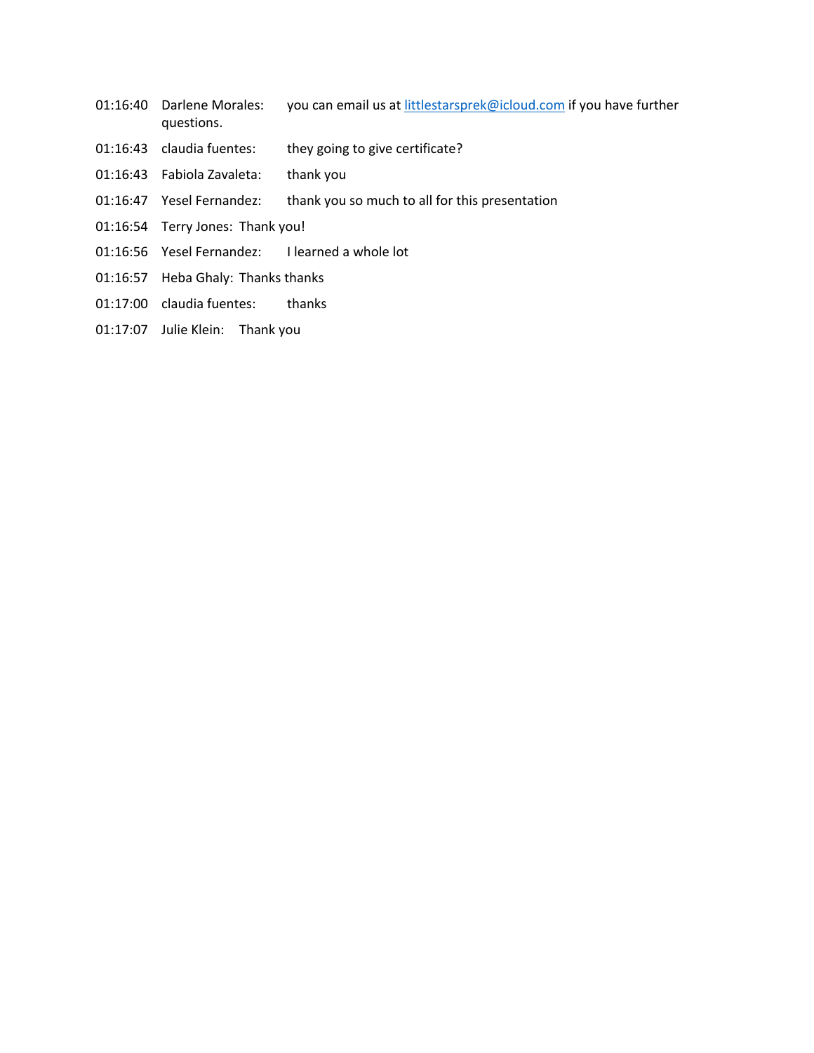01:16:40 Darlene Morales: you can email us at littlestarsprek@icloud.com if you have further questions.

01:16:43 claudia fuentes: they going to give certificate?

01:16:43 Fabiola Zavaleta: thank you

01:16:47 Yesel Fernandez: thank you so much to all for this presentation

01:16:54 Terry Jones: Thank you!

01:16:56 Yesel Fernandez: I learned a whole lot

01:16:57 Heba Ghaly: Thanks thanks

01:17:00 claudia fuentes: thanks

01:17:07 Julie Klein: Thank you